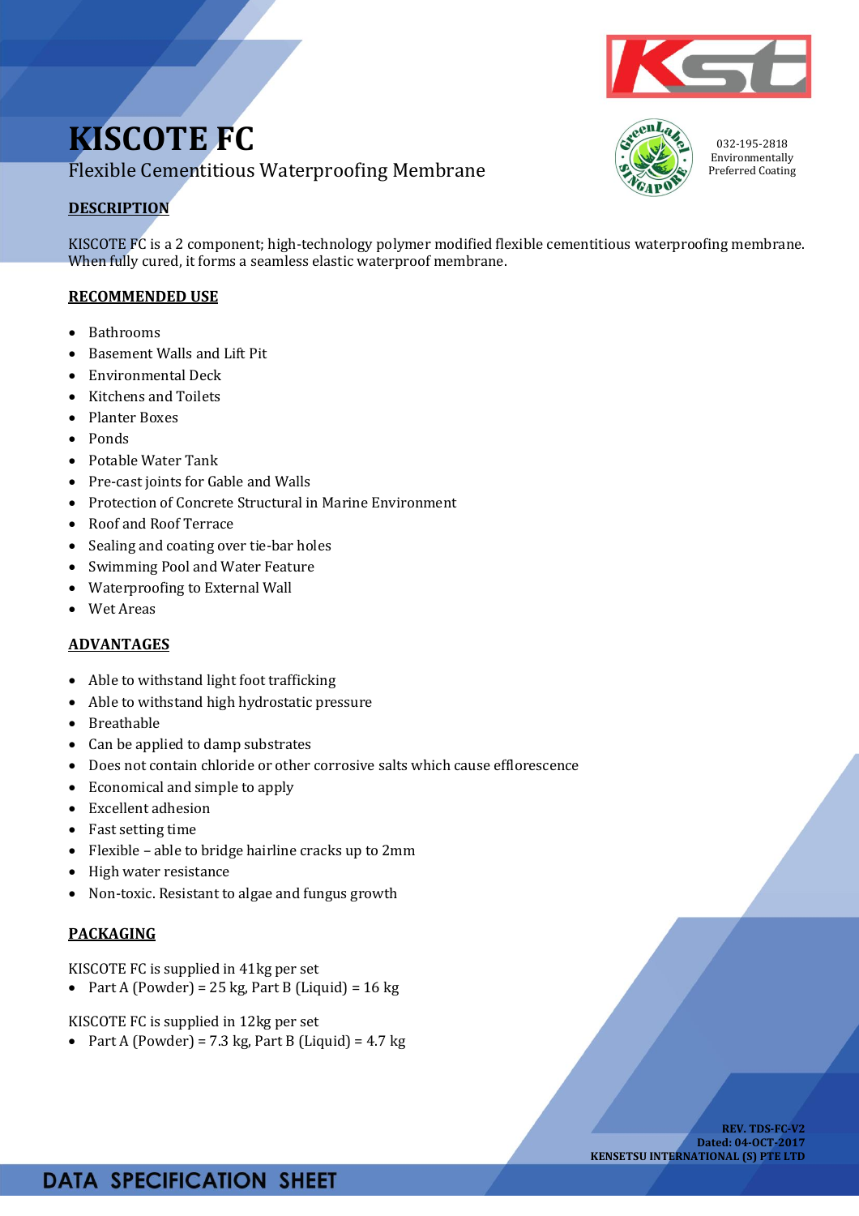# KISCOTE FC

Flexible Cementitious Waterproofing Membrane

032-195-2818
Environmentally Preferred Coating

## DESCRIPTION

KISCOTE FC is a 2 component; high-technology polymer modified flexible cementitious waterproofing membrane. When fully cured, it forms a seamless elastic waterproof membrane.

## RECOMMENDED USE

- Bathrooms
- Basement Walls and Lift Pit
- Environmental Deck
- Kitchens and Toilets
- Planter Boxes
- Ponds
- Potable Water Tank
- Pre-cast joints for Gable and Walls
- Protection of Concrete Structural in Marine Environment
- Roof and Roof Terrace
- Sealing and coating over tie-bar holes
- Swimming Pool and Water Feature
- Waterproofing to External Wall
- Wet Areas

## ADVANTAGES

- Able to withstand light foot trafficking
- Able to withstand high hydrostatic pressure
- Breathable
- Can be applied to damp substrates
- Does not contain chloride or other corrosive salts which cause efflorescence
- Economical and simple to apply
- Excellent adhesion
- Fast setting time
- Flexible – able to bridge hairline cracks up to 2mm
- High water resistance
- Non-toxic. Resistant to algae and fungus growth

## PACKAGING

KISCOTE FC is supplied in 41kg per set

- Part A (Powder) = 25 kg, Part B (Liquid) = 16 kg

KISCOTE FC is supplied in 12kg per set

- Part A (Powder) = 7.3 kg, Part B (Liquid) = 4.7 kg

**REV. TDS-FC-V2**
**Dated: 04-OCT-2017**
**KENSETSU INTERNATIONAL (S) PTE LTD**

DATA SPECIFICATION SHEET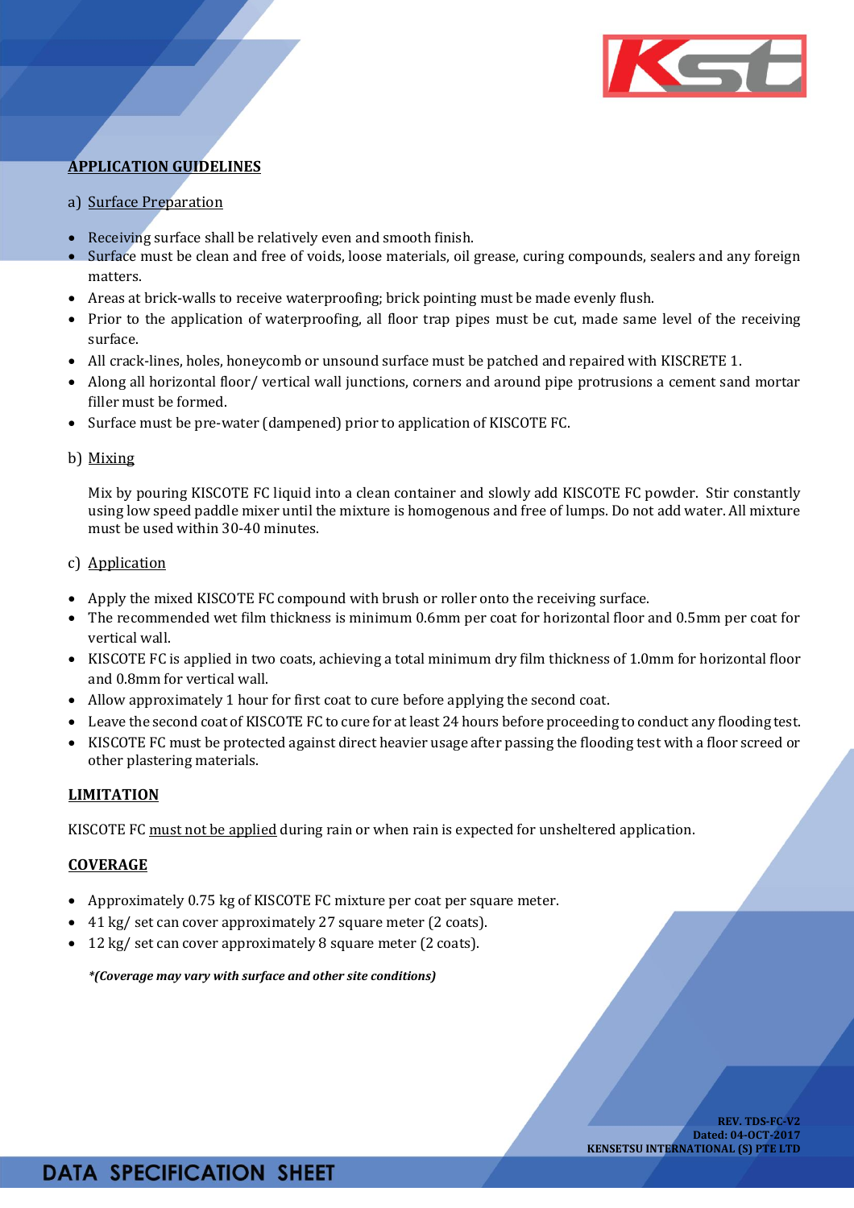## APPLICATION GUIDELINES

a) Surface Preparation

- Receiving surface shall be relatively even and smooth finish.
- Surface must be clean and free of voids, loose materials, oil grease, curing compounds, sealers and any foreign matters.
- Areas at brick-walls to receive waterproofing; brick pointing must be made evenly flush.
- Prior to the application of waterproofing, all floor trap pipes must be cut, made same level of the receiving surface.
- All crack-lines, holes, honeycomb or unsound surface must be patched and repaired with KISCRETE 1.
- Along all horizontal floor/ vertical wall junctions, corners and around pipe protrusions a cement sand mortar filler must be formed.
- Surface must be pre-water (dampened) prior to application of KISCOTE FC.

b) Mixing

Mix by pouring KISCOTE FC liquid into a clean container and slowly add KISCOTE FC powder. Stir constantly using low speed paddle mixer until the mixture is homogenous and free of lumps. Do not add water. All mixture must be used within 30-40 minutes.

c) Application

- Apply the mixed KISCOTE FC compound with brush or roller onto the receiving surface.
- The recommended wet film thickness is minimum 0.6mm per coat for horizontal floor and 0.5mm per coat for vertical wall.
- KISCOTE FC is applied in two coats, achieving a total minimum dry film thickness of 1.0mm for horizontal floor and 0.8mm for vertical wall.
- Allow approximately 1 hour for first coat to cure before applying the second coat.
- Leave the second coat of KISCOTE FC to cure for at least 24 hours before proceeding to conduct any flooding test.
- KISCOTE FC must be protected against direct heavier usage after passing the flooding test with a floor screed or other plastering materials.

## LIMITATION

KISCOTE FC must not be applied during rain or when rain is expected for unsheltered application.

## COVERAGE

- Approximately 0.75 kg of KISCOTE FC mixture per coat per square meter.
- 41 kg/ set can cover approximately 27 square meter (2 coats).
- 12 kg/ set can cover approximately 8 square meter (2 coats).

***(Coverage may vary with surface and other site conditions)***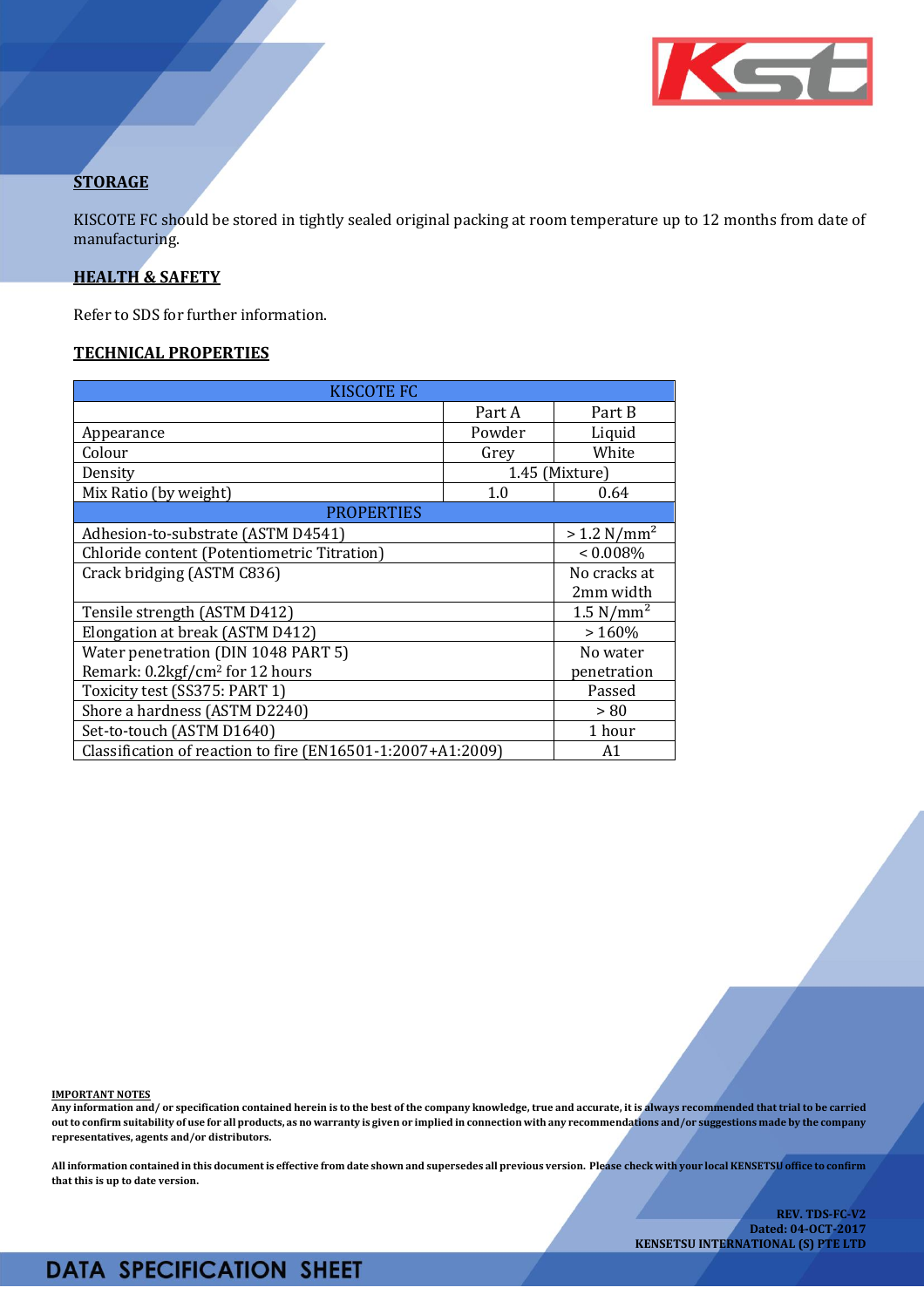## STORAGE

KISCOTE FC should be stored in tightly sealed original packing at room temperature up to 12 months from date of manufacturing.

## HEALTH & SAFETY

Refer to SDS for further information.

## TECHNICAL PROPERTIES

| KISCOTE FC | | |
|---|---|---|
| | Part A | Part B |
| Appearance | Powder | Liquid |
| Colour | Grey | White |
| Density | 1.45 (Mixture) | |
| Mix Ratio (by weight) | 1.0 | 0.64 |
| PROPERTIES | | |
| Adhesion-to-substrate (ASTM D4541) | | > 1.2 N/mm$^2$ |
| Chloride content (Potentiometric Titration) | | < 0.008% |
| Crack bridging (ASTM C836) | | No cracks at 2mm width |
| Tensile strength (ASTM D412) | | 1.5 N/mm$^2$ |
| Elongation at break (ASTM D412) | | > 160% |
| Water penetration (DIN 1048 PART 5) Remark: 0.2kgf/cm$^2$ for 12 hours | | No water penetration |
| Toxicity test (SS375: PART 1) | | Passed |
| Shore a hardness (ASTM D2240) | | > 80 |
| Set-to-touch (ASTM D1640) | | 1 hour |
| Classification of reaction to fire (EN16501-1:2007+A1:2009) | | A1 |

**IMPORTANT NOTES**

**Any information and/ or specification contained herein is to the best of the company knowledge, true and accurate, it is always recommended that trial to be carried out to confirm suitability of use for all products, as no warranty is given or implied in connection with any recommendations and/or suggestions made by the company representatives, agents and/or distributors.**

**All information contained in this document is effective from date shown and supersedes all previous version. Please check with your local KENSETSU office to confirm that this is up to date version.**

**REV. TDS-FC-V2**
**Dated: 04-OCT-2017**
**KENSETSU INTERNATIONAL (S) PTE LTD**

**DATA SPECIFICATION SHEET**